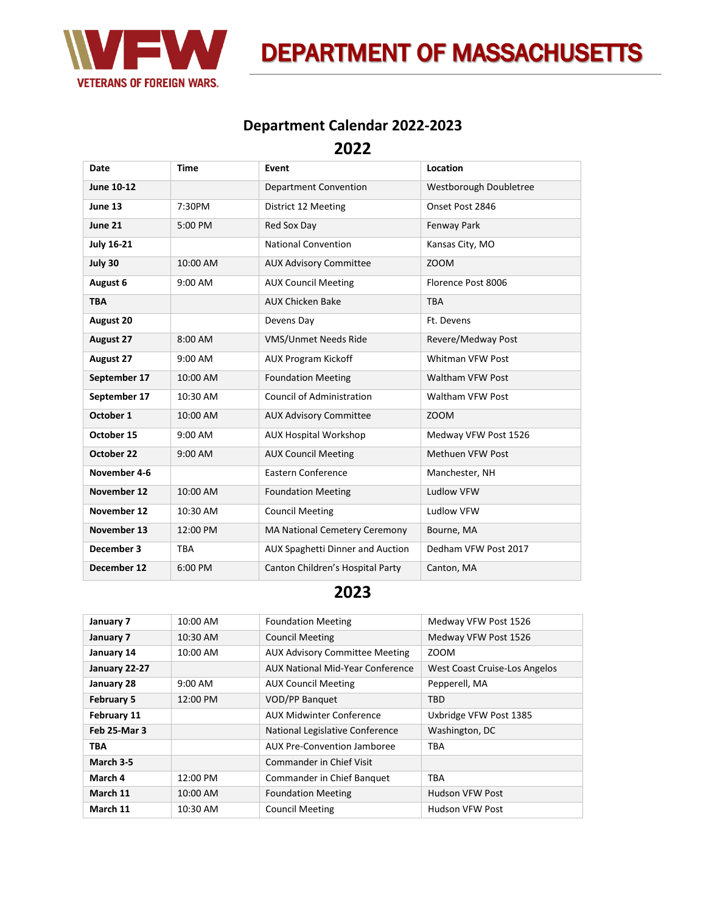VETERANS OF FOREIGN WARS.

# DEPARTMENT OF MASSACHUSETTS

## Department Calendar 2022-2023

## 2022

| Date | Time | Event | Location |
|---|---|---|---|
| **June 10-12** | | Department Convention | Westborough Doubletree |
| **June 13** | 7:30PM | District 12 Meeting | Onset Post 2846 |
| **June 21** | 5:00 PM | Red Sox Day | Fenway Park |
| **July 16-21** | | National Convention | Kansas City, MO |
| **July 30** | 10:00 AM | AUX Advisory Committee | ZOOM |
| **August 6** | 9:00 AM | AUX Council Meeting | Florence Post 8006 |
| **TBA** | | AUX Chicken Bake | TBA |
| **August 20** | | Devens Day | Ft. Devens |
| **August 27** | 8:00 AM | VMS/Unmet Needs Ride | Revere/Medway Post |
| **August 27** | 9:00 AM | AUX Program Kickoff | Whitman VFW Post |
| **September 17** | 10:00 AM | Foundation Meeting | Waltham VFW Post |
| **September 17** | 10:30 AM | Council of Administration | Waltham VFW Post |
| **October 1** | 10:00 AM | AUX Advisory Committee | ZOOM |
| **October 15** | 9:00 AM | AUX Hospital Workshop | Medway VFW Post 1526 |
| **October 22** | 9:00 AM | AUX Council Meeting | Methuen VFW Post |
| **November 4-6** | | Eastern Conference | Manchester, NH |
| **November 12** | 10:00 AM | Foundation Meeting | Ludlow VFW |
| **November 12** | 10:30 AM | Council Meeting | Ludlow VFW |
| **November 13** | 12:00 PM | MA National Cemetery Ceremony | Bourne, MA |
| **December 3** | TBA | AUX Spaghetti Dinner and Auction | Dedham VFW Post 2017 |
| **December 12** | 6:00 PM | Canton Children's Hospital Party | Canton, MA |

## 2023

| Date | Time | Event | Location |
|---|---|---|---|
| **January 7** | 10:00 AM | Foundation Meeting | Medway VFW Post 1526 |
| **January 7** | 10:30 AM | Council Meeting | Medway VFW Post 1526 |
| **January 14** | 10:00 AM | AUX Advisory Committee Meeting | ZOOM |
| **January 22-27** | | AUX National Mid-Year Conference | West Coast Cruise-Los Angelos |
| **January 28** | 9:00 AM | AUX Council Meeting | Pepperell, MA |
| **February 5** | 12:00 PM | VOD/PP Banquet | TBD |
| **February 11** | | AUX Midwinter Conference | Uxbridge VFW Post 1385 |
| **Feb 25-Mar 3** | | National Legislative Conference | Washington, DC |
| **TBA** | | AUX Pre-Convention Jamboree | TBA |
| **March 3-5** | | Commander in Chief Visit | |
| **March 4** | 12:00 PM | Commander in Chief Banquet | TBA |
| **March 11** | 10:00 AM | Foundation Meeting | Hudson VFW Post |
| **March 11** | 10:30 AM | Council Meeting | Hudson VFW Post |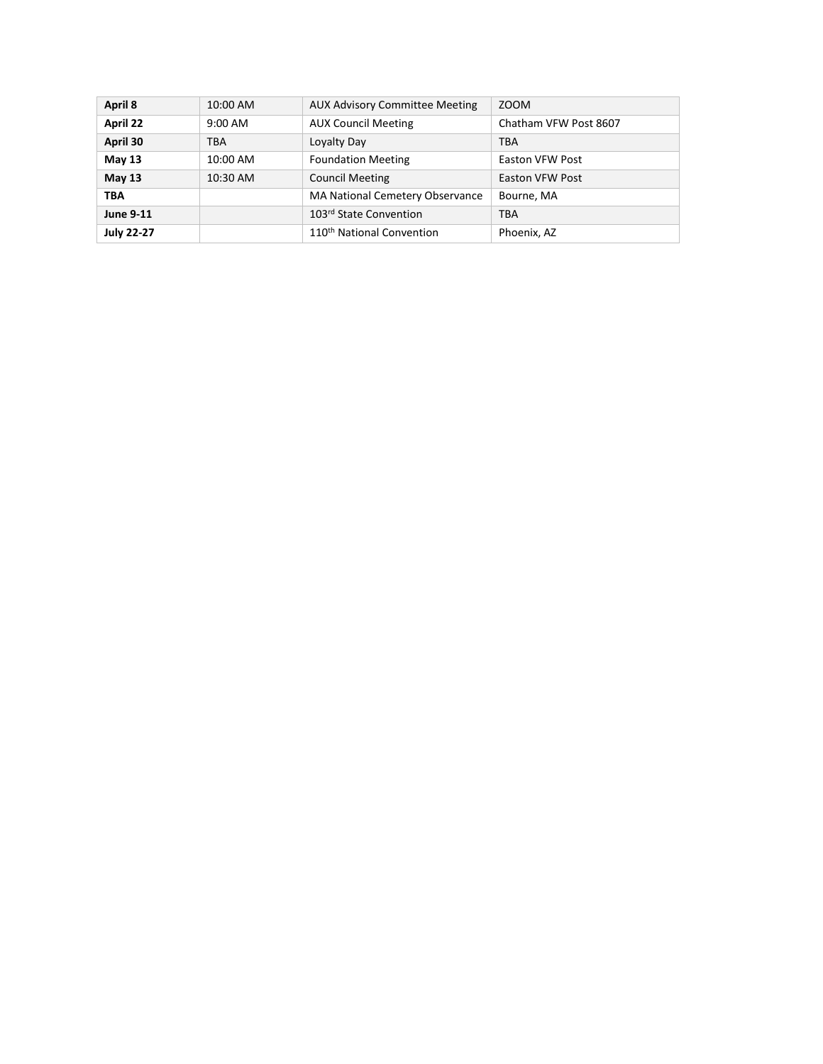| | | | |
|---|---|---|---|
| **April 8** | 10:00 AM | AUX Advisory Committee Meeting | ZOOM |
| **April 22** | 9:00 AM | AUX Council Meeting | Chatham VFW Post 8607 |
| **April 30** | TBA | Loyalty Day | TBA |
| **May 13** | 10:00 AM | Foundation Meeting | Easton VFW Post |
| **May 13** | 10:30 AM | Council Meeting | Easton VFW Post |
| **TBA** | | MA National Cemetery Observance | Bourne, MA |
| **June 9-11** | | 103rd State Convention | TBA |
| **July 22-27** | | 110th National Convention | Phoenix, AZ |